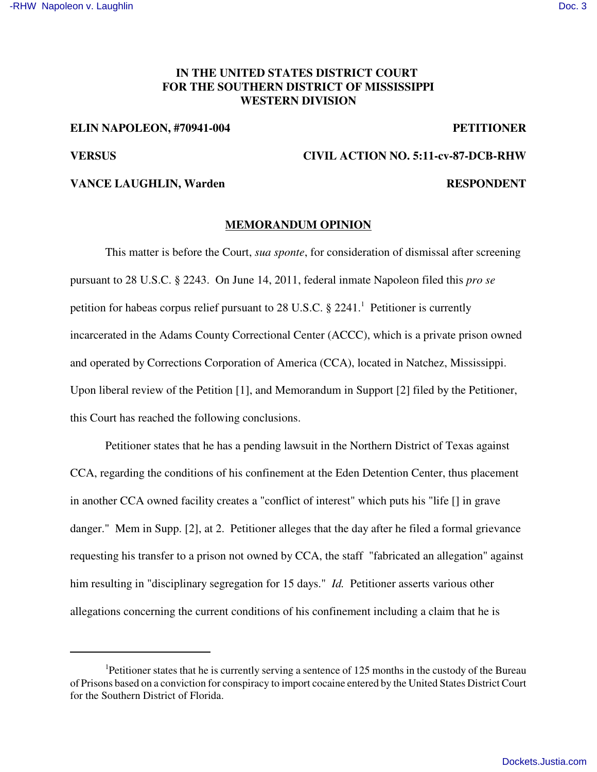**IN THE UNITED STATES DISTRICT COURT**
**FOR THE SOUTHERN DISTRICT OF MISSISSIPPI**
**WESTERN DIVISION**

**ELIN NAPOLEON, #70941-004** **PETITIONER**

**VERSUS** **CIVIL ACTION NO. 5:11-cv-87-DCB-RHW**

**VANCE LAUGHLIN, Warden** **RESPONDENT**

## MEMORANDUM OPINION

This matter is before the Court, *sua sponte*, for consideration of dismissal after screening pursuant to 28 U.S.C. § 2243. On June 14, 2011, federal inmate Napoleon filed this *pro se* petition for habeas corpus relief pursuant to 28 U.S.C. § 2241.[1] Petitioner is currently incarcerated in the Adams County Correctional Center (ACCC), which is a private prison owned and operated by Corrections Corporation of America (CCA), located in Natchez, Mississippi. Upon liberal review of the Petition [1], and Memorandum in Support [2] filed by the Petitioner, this Court has reached the following conclusions.

Petitioner states that he has a pending lawsuit in the Northern District of Texas against CCA, regarding the conditions of his confinement at the Eden Detention Center, thus placement in another CCA owned facility creates a "conflict of interest" which puts his "life [] in grave danger." Mem in Supp. [2], at 2. Petitioner alleges that the day after he filed a formal grievance requesting his transfer to a prison not owned by CCA, the staff "fabricated an allegation" against him resulting in "disciplinary segregation for 15 days." *Id.* Petitioner asserts various other allegations concerning the current conditions of his confinement including a claim that he is

---

[1]Petitioner states that he is currently serving a sentence of 125 months in the custody of the Bureau of Prisons based on a conviction for conspiracy to import cocaine entered by the United States District Court for the Southern District of Florida.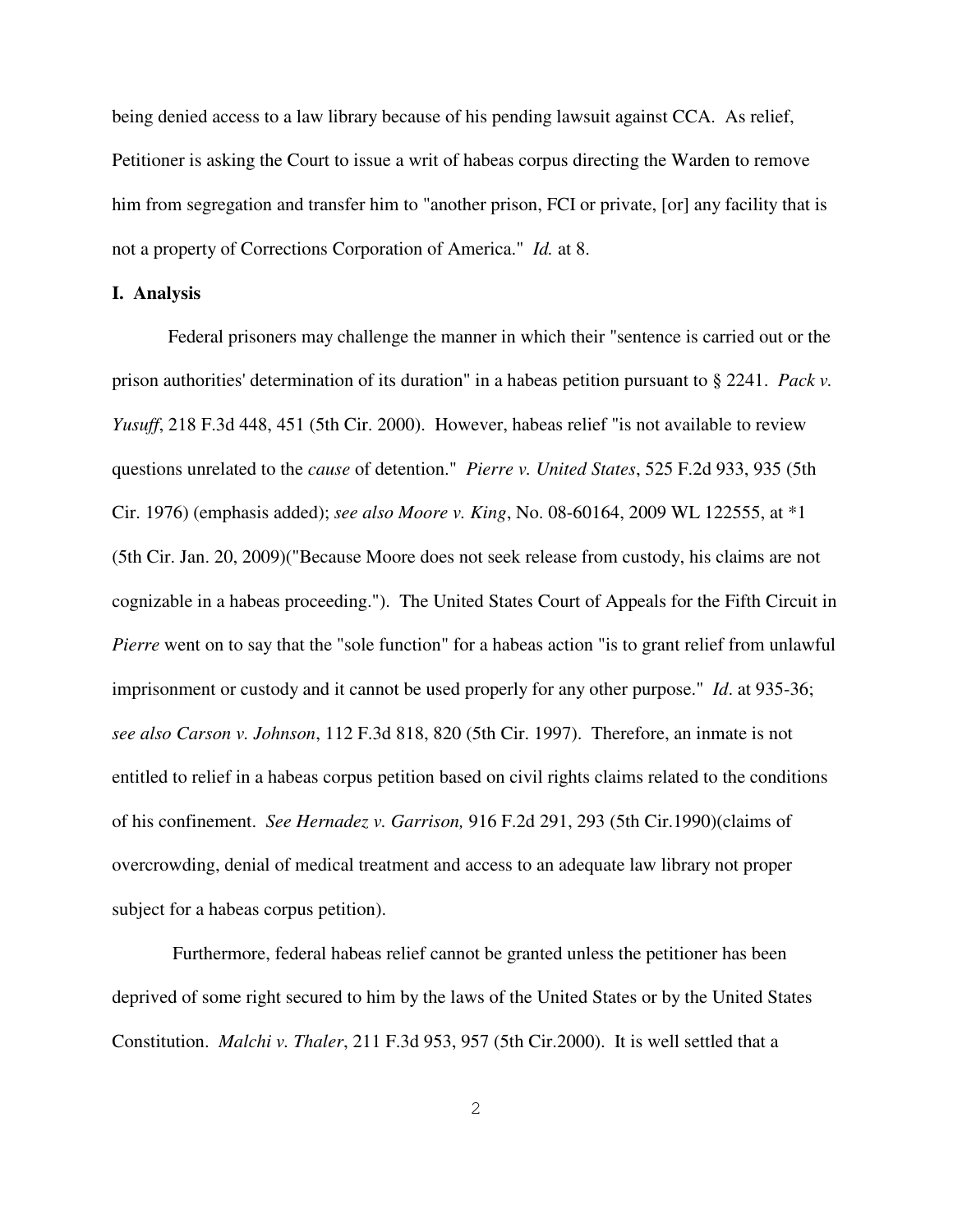being denied access to a law library because of his pending lawsuit against CCA. As relief, Petitioner is asking the Court to issue a writ of habeas corpus directing the Warden to remove him from segregation and transfer him to "another prison, FCI or private, [or] any facility that is not a property of Corrections Corporation of America." *Id.* at 8.

**I. Analysis**

Federal prisoners may challenge the manner in which their "sentence is carried out or the prison authorities' determination of its duration" in a habeas petition pursuant to § 2241. *Pack v. Yusuff*, 218 F.3d 448, 451 (5th Cir. 2000). However, habeas relief "is not available to review questions unrelated to the *cause* of detention." *Pierre v. United States*, 525 F.2d 933, 935 (5th Cir. 1976) (emphasis added); *see also Moore v. King*, No. 08-60164, 2009 WL 122555, at *1 (5th Cir. Jan. 20, 2009)("Because Moore does not seek release from custody, his claims are not cognizable in a habeas proceeding."). The United States Court of Appeals for the Fifth Circuit in *Pierre* went on to say that the "sole function" for a habeas action "is to grant relief from unlawful imprisonment or custody and it cannot be used properly for any other purpose." *Id*. at 935-36; *see also Carson v. Johnson*, 112 F.3d 818, 820 (5th Cir. 1997). Therefore, an inmate is not entitled to relief in a habeas corpus petition based on civil rights claims related to the conditions of his confinement. *See Hernadez v. Garrison,* 916 F.2d 291, 293 (5th Cir.1990)(claims of overcrowding, denial of medical treatment and access to an adequate law library not proper subject for a habeas corpus petition).

Furthermore, federal habeas relief cannot be granted unless the petitioner has been deprived of some right secured to him by the laws of the United States or by the United States Constitution. *Malchi v. Thaler*, 211 F.3d 953, 957 (5th Cir.2000). It is well settled that a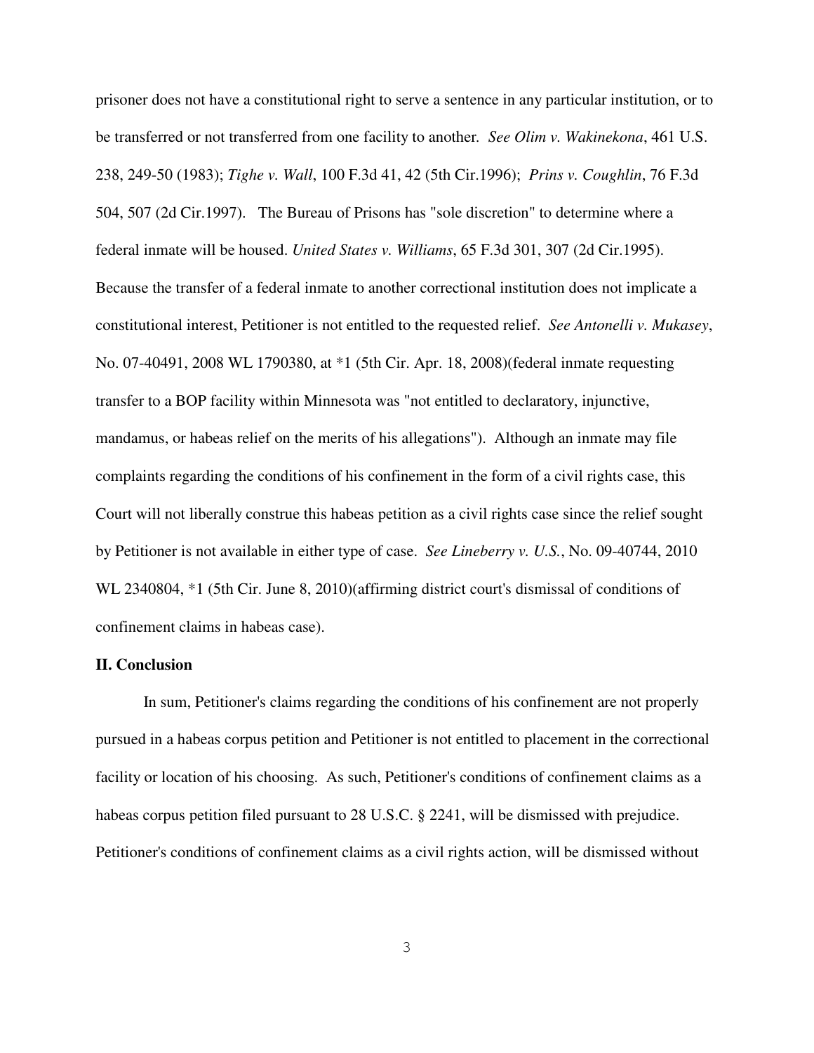prisoner does not have a constitutional right to serve a sentence in any particular institution, or to be transferred or not transferred from one facility to another. *See Olim v. Wakinekona*, 461 U.S. 238, 249-50 (1983); *Tighe v. Wall*, 100 F.3d 41, 42 (5th Cir.1996); *Prins v. Coughlin*, 76 F.3d 504, 507 (2d Cir.1997). The Bureau of Prisons has "sole discretion" to determine where a federal inmate will be housed. *United States v. Williams*, 65 F.3d 301, 307 (2d Cir.1995). Because the transfer of a federal inmate to another correctional institution does not implicate a constitutional interest, Petitioner is not entitled to the requested relief. *See Antonelli v. Mukasey*, No. 07-40491, 2008 WL 1790380, at *1 (5th Cir. Apr. 18, 2008)(federal inmate requesting transfer to a BOP facility within Minnesota was "not entitled to declaratory, injunctive, mandamus, or habeas relief on the merits of his allegations"). Although an inmate may file complaints regarding the conditions of his confinement in the form of a civil rights case, this Court will not liberally construe this habeas petition as a civil rights case since the relief sought by Petitioner is not available in either type of case. *See Lineberry v. U.S.*, No. 09-40744, 2010 WL 2340804, *1 (5th Cir. June 8, 2010)(affirming district court's dismissal of conditions of confinement claims in habeas case).

**II. Conclusion**

In sum, Petitioner's claims regarding the conditions of his confinement are not properly pursued in a habeas corpus petition and Petitioner is not entitled to placement in the correctional facility or location of his choosing. As such, Petitioner's conditions of confinement claims as a habeas corpus petition filed pursuant to 28 U.S.C. § 2241, will be dismissed with prejudice. Petitioner's conditions of confinement claims as a civil rights action, will be dismissed without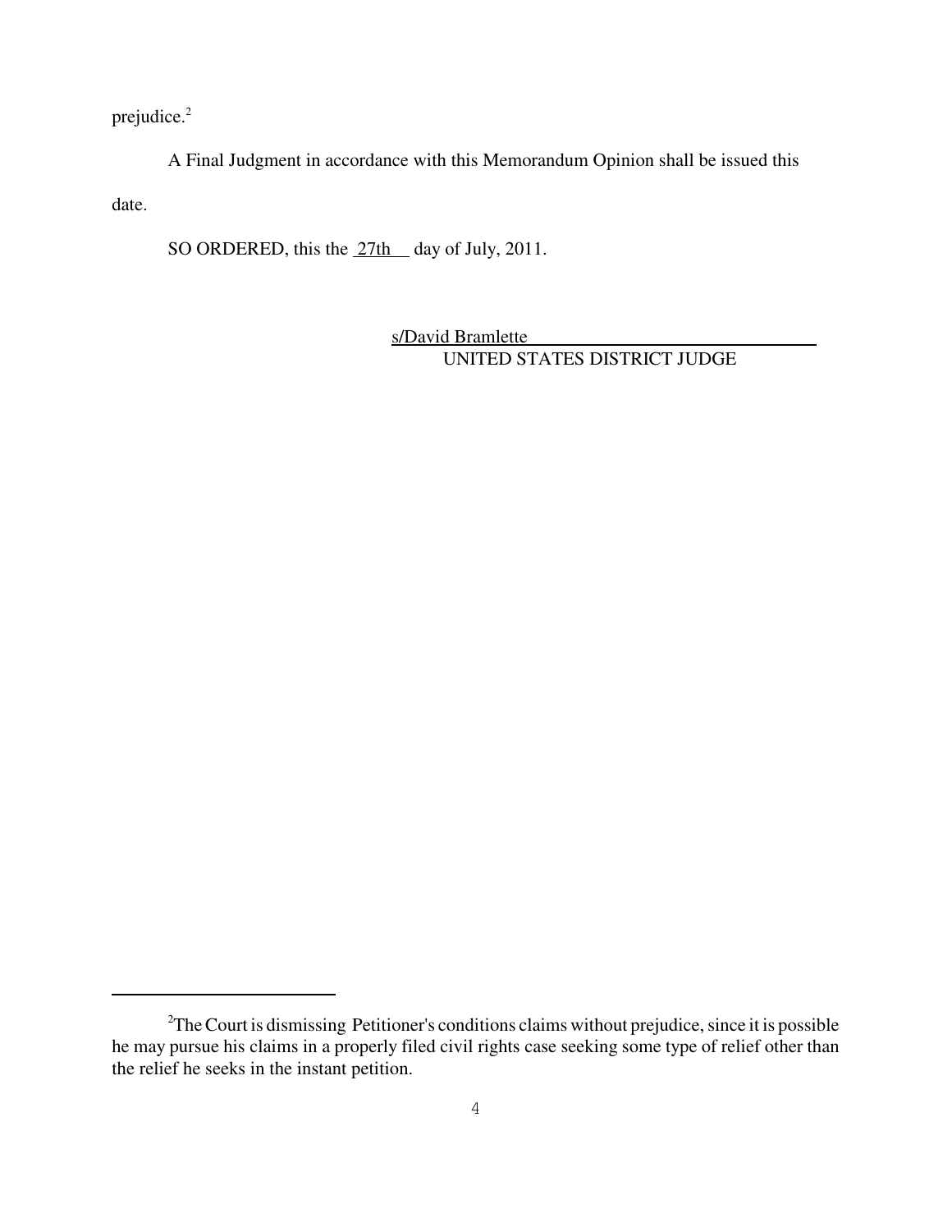prejudice.[2]

A Final Judgment in accordance with this Memorandum Opinion shall be issued this date.

SO ORDERED, this the 27th day of July, 2011.

s/David Bramlette
UNITED STATES DISTRICT JUDGE

---

[2] The Court is dismissing Petitioner's conditions claims without prejudice, since it is possible he may pursue his claims in a properly filed civil rights case seeking some type of relief other than the relief he seeks in the instant petition.